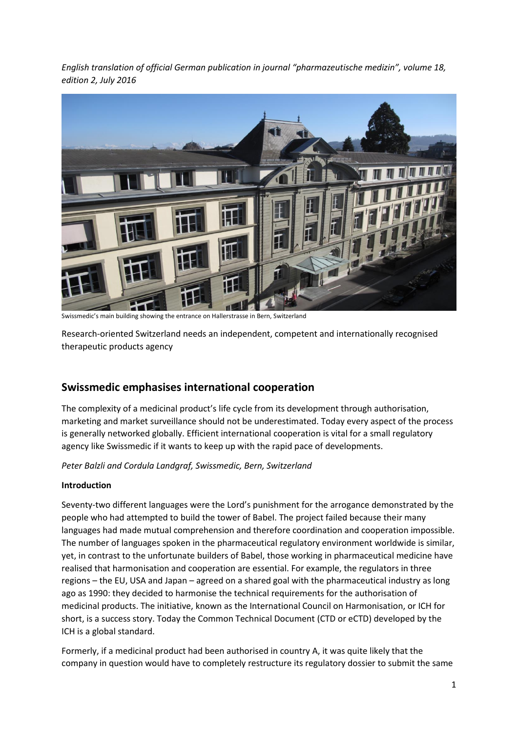*English translation of official German publication in journal "pharmazeutische medizin", volume 18, edition 2, July 2016*

Swissmedic's main building showing the entrance on Hallerstrasse in Bern, Switzerland

Research-oriented Switzerland needs an independent, competent and internationally recognised therapeutic products agency

## Swissmedic emphasises international cooperation

The complexity of a medicinal product's life cycle from its development through authorisation, marketing and market surveillance should not be underestimated. Today every aspect of the process is generally networked globally. Efficient international cooperation is vital for a small regulatory agency like Swissmedic if it wants to keep up with the rapid pace of developments.

*Peter Balzli and Cordula Landgraf, Swissmedic, Bern, Switzerland*

**Introduction**

Seventy-two different languages were the Lord's punishment for the arrogance demonstrated by the people who had attempted to build the tower of Babel. The project failed because their many languages had made mutual comprehension and therefore coordination and cooperation impossible. The number of languages spoken in the pharmaceutical regulatory environment worldwide is similar, yet, in contrast to the unfortunate builders of Babel, those working in pharmaceutical medicine have realised that harmonisation and cooperation are essential. For example, the regulators in three regions – the EU, USA and Japan – agreed on a shared goal with the pharmaceutical industry as long ago as 1990: they decided to harmonise the technical requirements for the authorisation of medicinal products. The initiative, known as the International Council on Harmonisation, or ICH for short, is a success story. Today the Common Technical Document (CTD or eCTD) developed by the ICH is a global standard.

Formerly, if a medicinal product had been authorised in country A, it was quite likely that the company in question would have to completely restructure its regulatory dossier to submit the same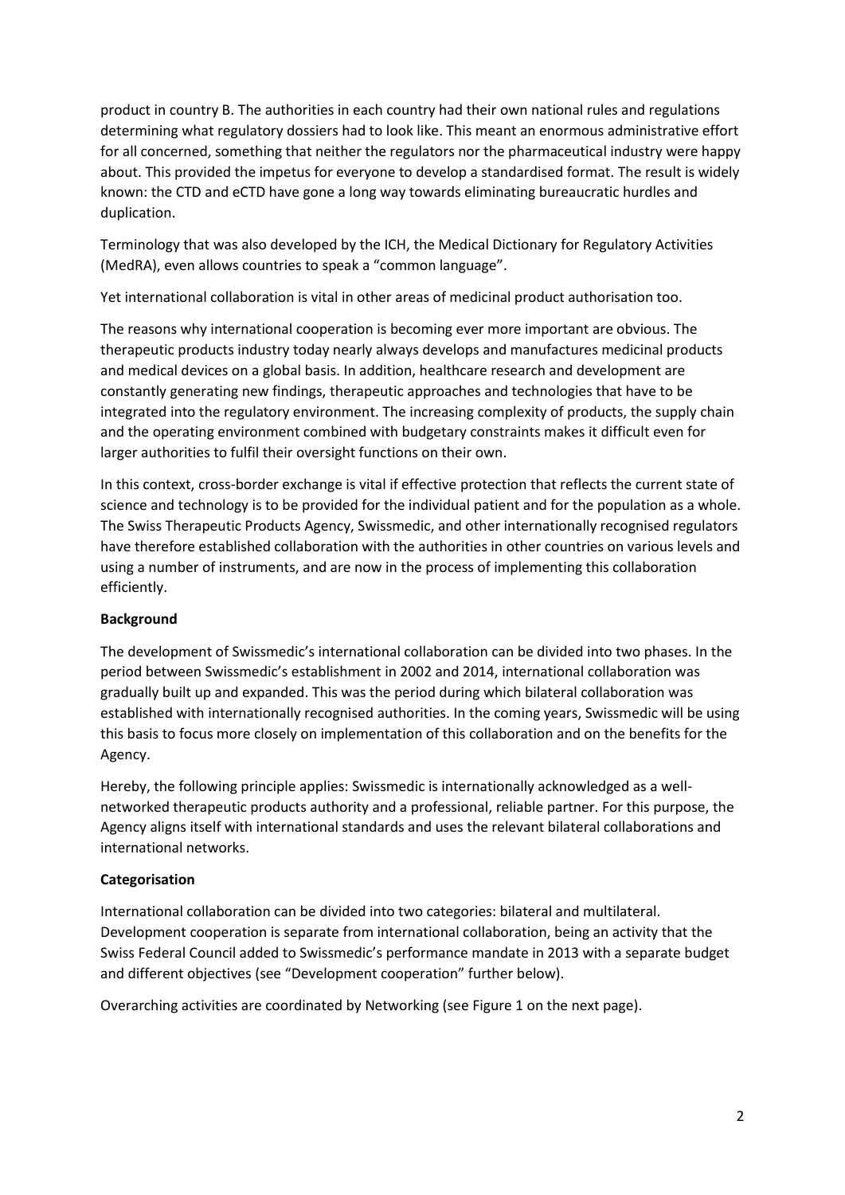product in country B. The authorities in each country had their own national rules and regulations determining what regulatory dossiers had to look like. This meant an enormous administrative effort for all concerned, something that neither the regulators nor the pharmaceutical industry were happy about. This provided the impetus for everyone to develop a standardised format. The result is widely known: the CTD and eCTD have gone a long way towards eliminating bureaucratic hurdles and duplication.

Terminology that was also developed by the ICH, the Medical Dictionary for Regulatory Activities (MedRA), even allows countries to speak a "common language".

Yet international collaboration is vital in other areas of medicinal product authorisation too.

The reasons why international cooperation is becoming ever more important are obvious. The therapeutic products industry today nearly always develops and manufactures medicinal products and medical devices on a global basis. In addition, healthcare research and development are constantly generating new findings, therapeutic approaches and technologies that have to be integrated into the regulatory environment. The increasing complexity of products, the supply chain and the operating environment combined with budgetary constraints makes it difficult even for larger authorities to fulfil their oversight functions on their own.

In this context, cross-border exchange is vital if effective protection that reflects the current state of science and technology is to be provided for the individual patient and for the population as a whole. The Swiss Therapeutic Products Agency, Swissmedic, and other internationally recognised regulators have therefore established collaboration with the authorities in other countries on various levels and using a number of instruments, and are now in the process of implementing this collaboration efficiently.

**Background**

The development of Swissmedic's international collaboration can be divided into two phases. In the period between Swissmedic's establishment in 2002 and 2014, international collaboration was gradually built up and expanded. This was the period during which bilateral collaboration was established with internationally recognised authorities. In the coming years, Swissmedic will be using this basis to focus more closely on implementation of this collaboration and on the benefits for the Agency.

Hereby, the following principle applies: Swissmedic is internationally acknowledged as a well-networked therapeutic products authority and a professional, reliable partner. For this purpose, the Agency aligns itself with international standards and uses the relevant bilateral collaborations and international networks.

**Categorisation**

International collaboration can be divided into two categories: bilateral and multilateral. Development cooperation is separate from international collaboration, being an activity that the Swiss Federal Council added to Swissmedic's performance mandate in 2013 with a separate budget and different objectives (see "Development cooperation" further below).

Overarching activities are coordinated by Networking (see Figure 1 on the next page).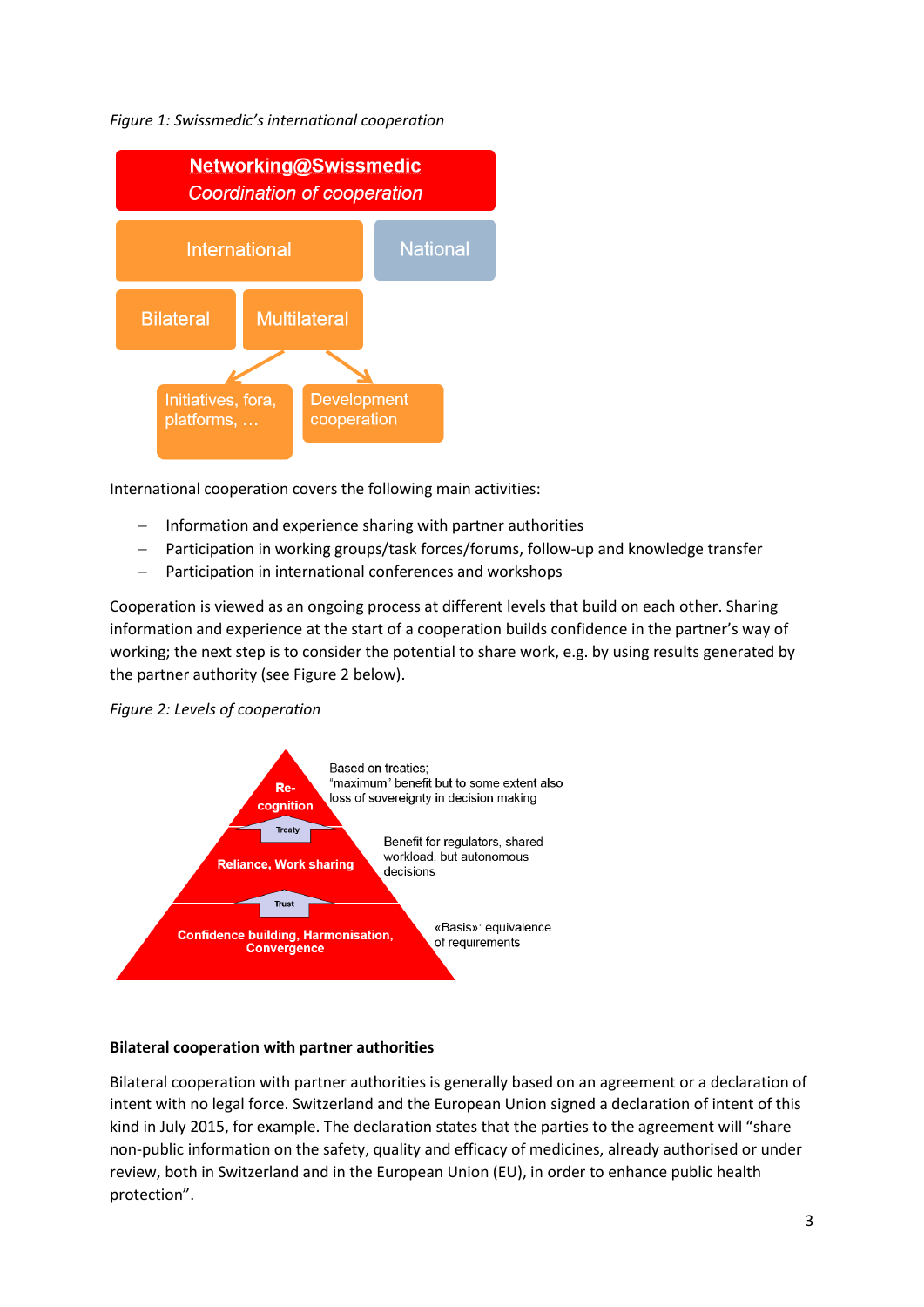*Figure 1: Swissmedic's international cooperation*

Networking@Swissmedic
*Coordination of cooperation*

International | National

Bilateral | Multilateral

Initiatives, fora, platforms, … | Development cooperation

International cooperation covers the following main activities:

- Information and experience sharing with partner authorities
- Participation in working groups/task forces/forums, follow-up and knowledge transfer
- Participation in international conferences and workshops

Cooperation is viewed as an ongoing process at different levels that build on each other. Sharing information and experience at the start of a cooperation builds confidence in the partner's way of working; the next step is to consider the potential to share work, e.g. by using results generated by the partner authority (see Figure 2 below).

*Figure 2: Levels of cooperation*

- **Re-cognition** – Based on treaties; "maximum" benefit but to some extent also loss of sovereignty in decision making
- Treaty
- **Reliance, Work sharing** – Benefit for regulators, shared workload, but autonomous decisions
- Trust
- **Confidence building, Harmonisation, Convergence** – «Basis»: equivalence of requirements

**Bilateral cooperation with partner authorities**

Bilateral cooperation with partner authorities is generally based on an agreement or a declaration of intent with no legal force. Switzerland and the European Union signed a declaration of intent of this kind in July 2015, for example. The declaration states that the parties to the agreement will "share non-public information on the safety, quality and efficacy of medicines, already authorised or under review, both in Switzerland and in the European Union (EU), in order to enhance public health protection".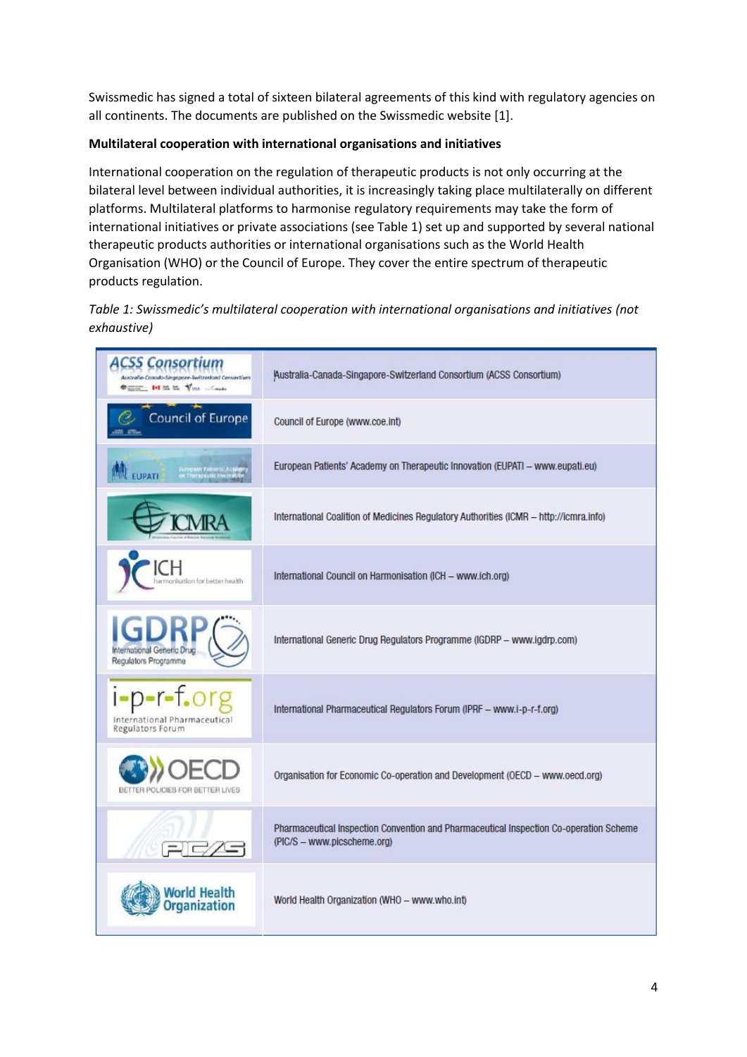Swissmedic has signed a total of sixteen bilateral agreements of this kind with regulatory agencies on all continents. The documents are published on the Swissmedic website [1].

**Multilateral cooperation with international organisations and initiatives**

International cooperation on the regulation of therapeutic products is not only occurring at the bilateral level between individual authorities, it is increasingly taking place multilaterally on different platforms. Multilateral platforms to harmonise regulatory requirements may take the form of international initiatives or private associations (see Table 1) set up and supported by several national therapeutic products authorities or international organisations such as the World Health Organisation (WHO) or the Council of Europe. They cover the entire spectrum of therapeutic products regulation.

*Table 1: Swissmedic's multilateral cooperation with international organisations and initiatives (not exhaustive)*

| Logo | Organisation |
|---|---|
| ACSS Consortium | Australia-Canada-Singapore-Switzerland Consortium (ACSS Consortium) |
| Council of Europe | Council of Europe (www.coe.int) |
| EUPATI | European Patients' Academy on Therapeutic Innovation (EUPATI – www.eupati.eu) |
| ICMRA | International Coalition of Medicines Regulatory Authorities (ICMR – http://icmra.info) |
| ICH | International Council on Harmonisation (ICH – www.ich.org) |
| IGDRP | International Generic Drug Regulators Programme (IGDRP – www.igdrp.com) |
| i-p-r-f.org | International Pharmaceutical Regulators Forum (IPRF – www.i-p-r-f.org) |
| OECD | Organisation for Economic Co-operation and Development (OECD – www.oecd.org) |
| PIC/S | Pharmaceutical Inspection Convention and Pharmaceutical Inspection Co-operation Scheme (PIC/S – www.picscheme.org) |
| World Health Organization | World Health Organization (WHO – www.who.int) |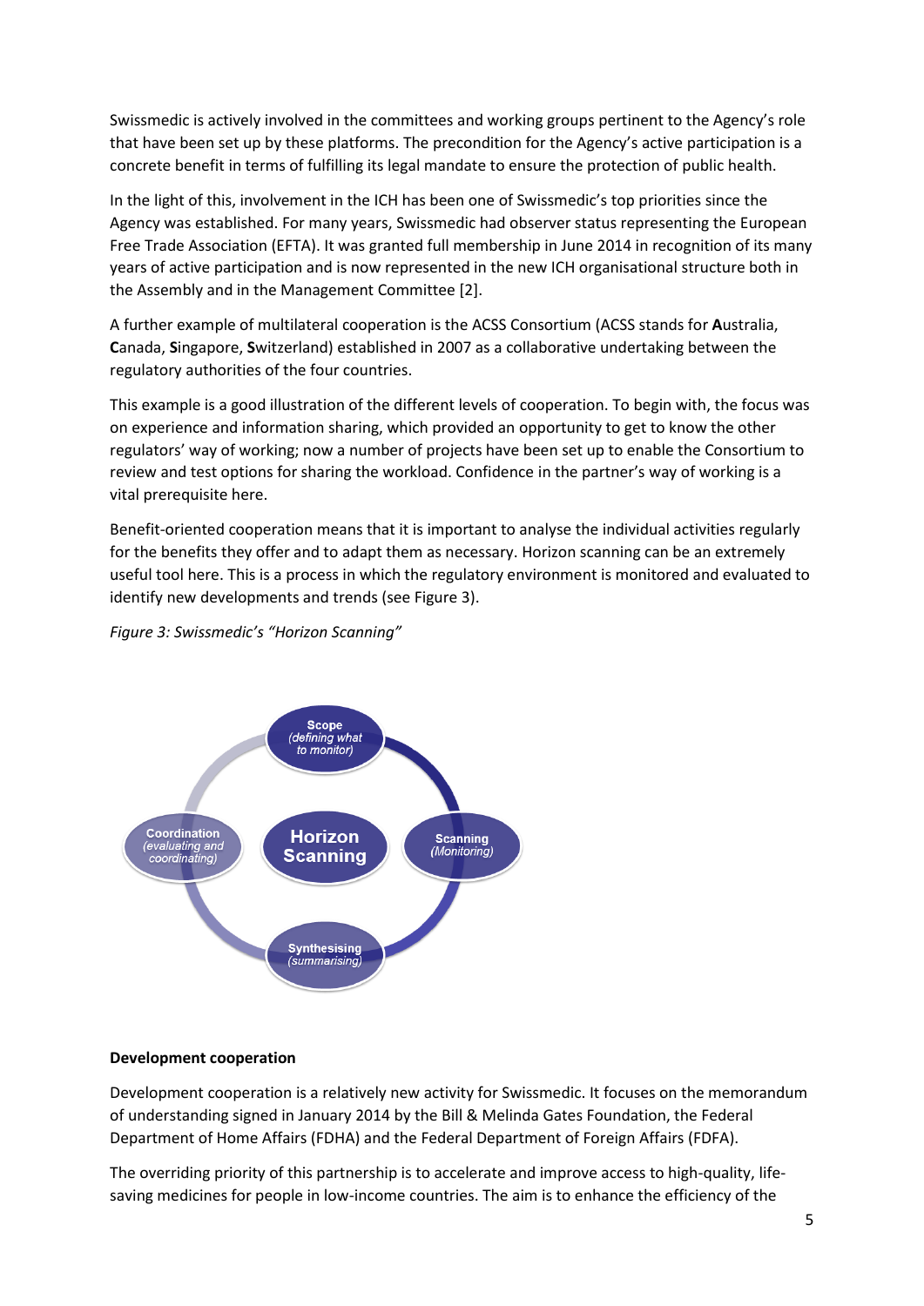Swissmedic is actively involved in the committees and working groups pertinent to the Agency's role that have been set up by these platforms. The precondition for the Agency's active participation is a concrete benefit in terms of fulfilling its legal mandate to ensure the protection of public health.

In the light of this, involvement in the ICH has been one of Swissmedic's top priorities since the Agency was established. For many years, Swissmedic had observer status representing the European Free Trade Association (EFTA). It was granted full membership in June 2014 in recognition of its many years of active participation and is now represented in the new ICH organisational structure both in the Assembly and in the Management Committee [2].

A further example of multilateral cooperation is the ACSS Consortium (ACSS stands for **A**ustralia, **C**anada, **S**ingapore, **S**witzerland) established in 2007 as a collaborative undertaking between the regulatory authorities of the four countries.

This example is a good illustration of the different levels of cooperation. To begin with, the focus was on experience and information sharing, which provided an opportunity to get to know the other regulators' way of working; now a number of projects have been set up to enable the Consortium to review and test options for sharing the workload. Confidence in the partner's way of working is a vital prerequisite here.

Benefit-oriented cooperation means that it is important to analyse the individual activities regularly for the benefits they offer and to adapt them as necessary. Horizon scanning can be an extremely useful tool here. This is a process in which the regulatory environment is monitored and evaluated to identify new developments and trends (see Figure 3).

*Figure 3: Swissmedic's "Horizon Scanning"*

Horizon Scanning

Scope (defining what to monitor)

Scanning (Monitoring)

Synthesising (summarising)

Coordination (evaluating and coordinating)

**Development cooperation**

Development cooperation is a relatively new activity for Swissmedic. It focuses on the memorandum of understanding signed in January 2014 by the Bill & Melinda Gates Foundation, the Federal Department of Home Affairs (FDHA) and the Federal Department of Foreign Affairs (FDFA).

The overriding priority of this partnership is to accelerate and improve access to high-quality, life-saving medicines for people in low-income countries. The aim is to enhance the efficiency of the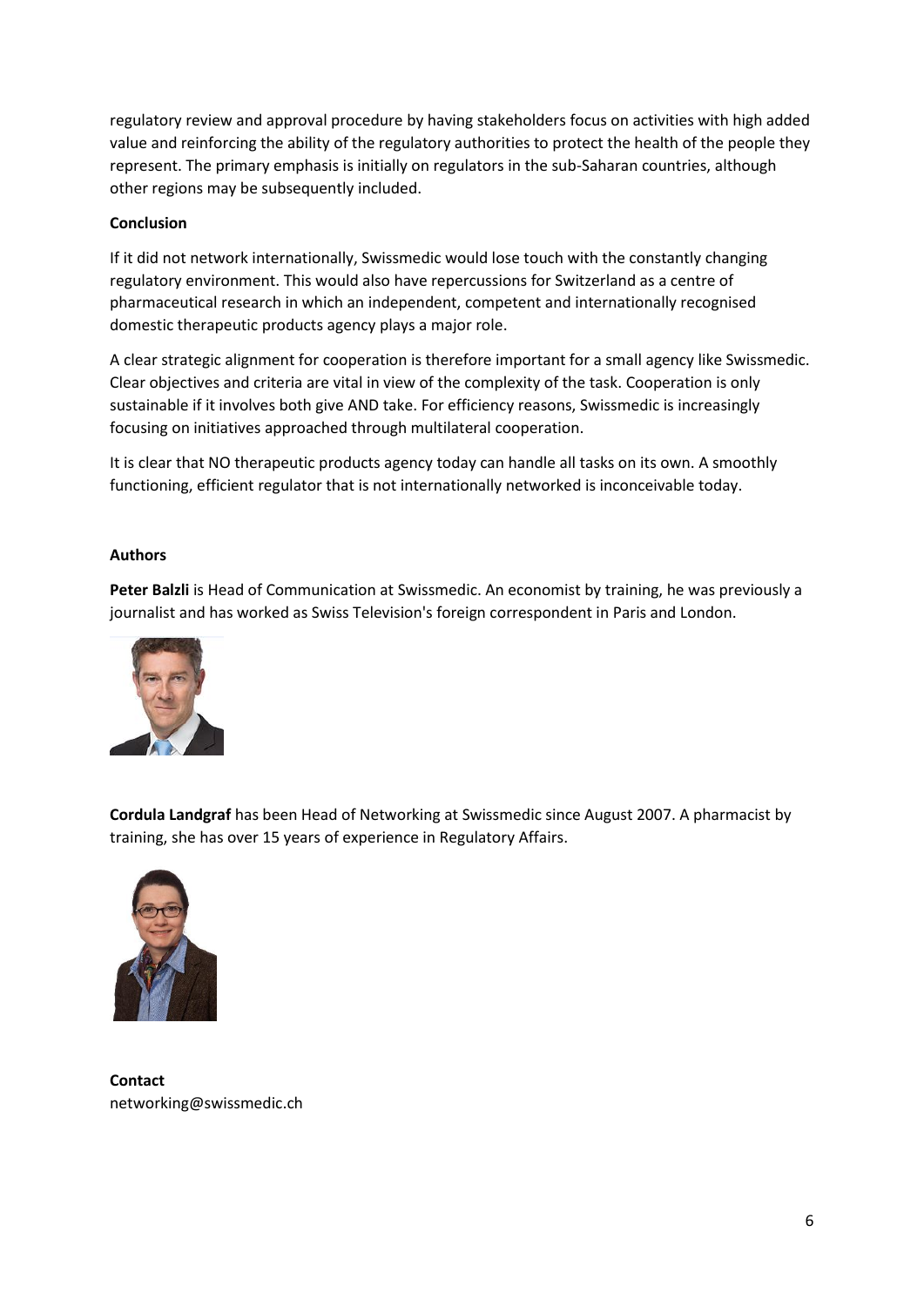regulatory review and approval procedure by having stakeholders focus on activities with high added value and reinforcing the ability of the regulatory authorities to protect the health of the people they represent. The primary emphasis is initially on regulators in the sub-Saharan countries, although other regions may be subsequently included.

**Conclusion**

If it did not network internationally, Swissmedic would lose touch with the constantly changing regulatory environment. This would also have repercussions for Switzerland as a centre of pharmaceutical research in which an independent, competent and internationally recognised domestic therapeutic products agency plays a major role.

A clear strategic alignment for cooperation is therefore important for a small agency like Swissmedic. Clear objectives and criteria are vital in view of the complexity of the task. Cooperation is only sustainable if it involves both give AND take. For efficiency reasons, Swissmedic is increasingly focusing on initiatives approached through multilateral cooperation.

It is clear that NO therapeutic products agency today can handle all tasks on its own. A smoothly functioning, efficient regulator that is not internationally networked is inconceivable today.

**Authors**

**Peter Balzli** is Head of Communication at Swissmedic. An economist by training, he was previously a journalist and has worked as Swiss Television's foreign correspondent in Paris and London.

**Cordula Landgraf** has been Head of Networking at Swissmedic since August 2007. A pharmacist by training, she has over 15 years of experience in Regulatory Affairs.

**Contact**
networking@swissmedic.ch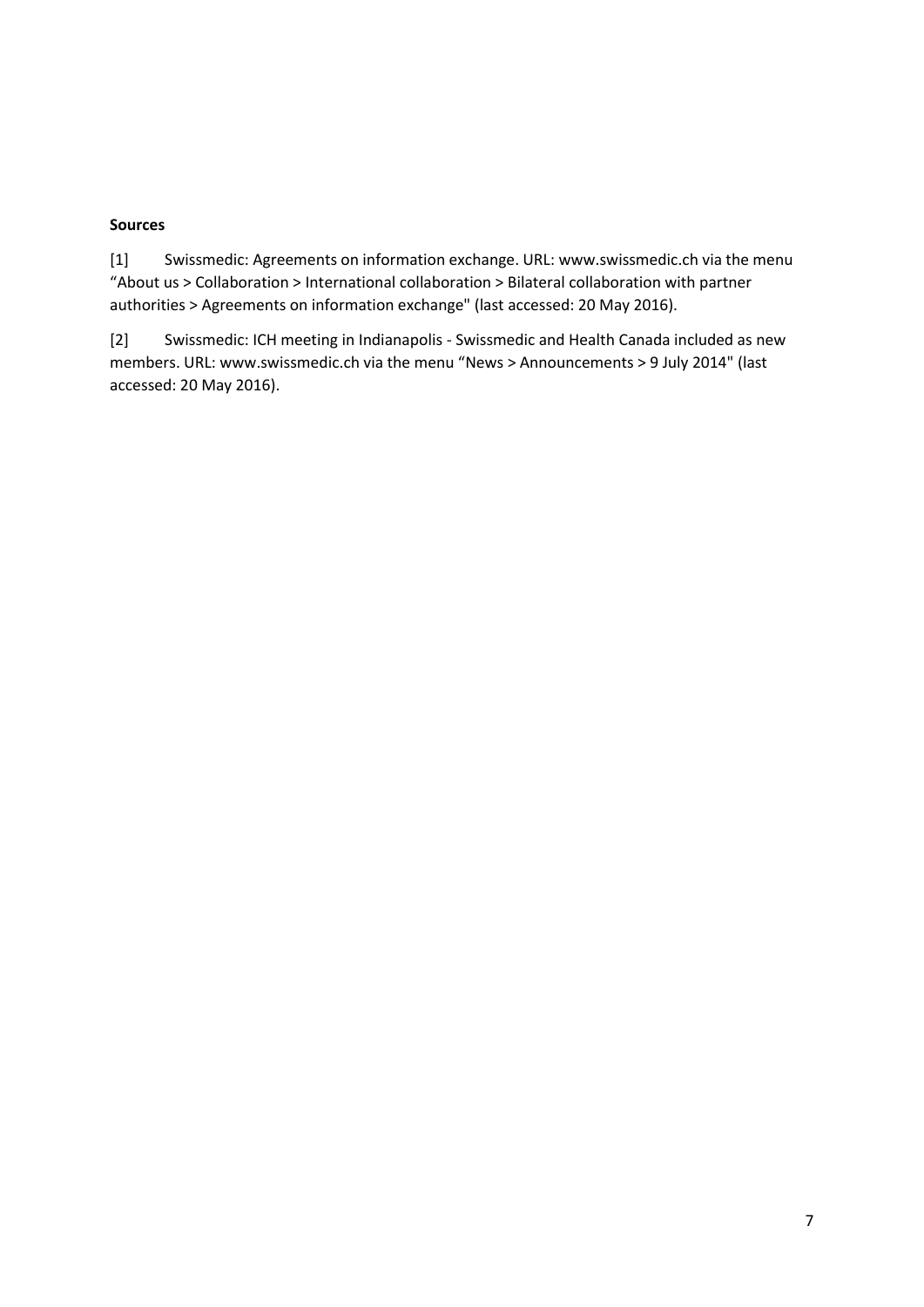**Sources**

[1] Swissmedic: Agreements on information exchange. URL: www.swissmedic.ch via the menu "About us > Collaboration > International collaboration > Bilateral collaboration with partner authorities > Agreements on information exchange" (last accessed: 20 May 2016).

[2] Swissmedic: ICH meeting in Indianapolis - Swissmedic and Health Canada included as new members. URL: www.swissmedic.ch via the menu "News > Announcements > 9 July 2014" (last accessed: 20 May 2016).